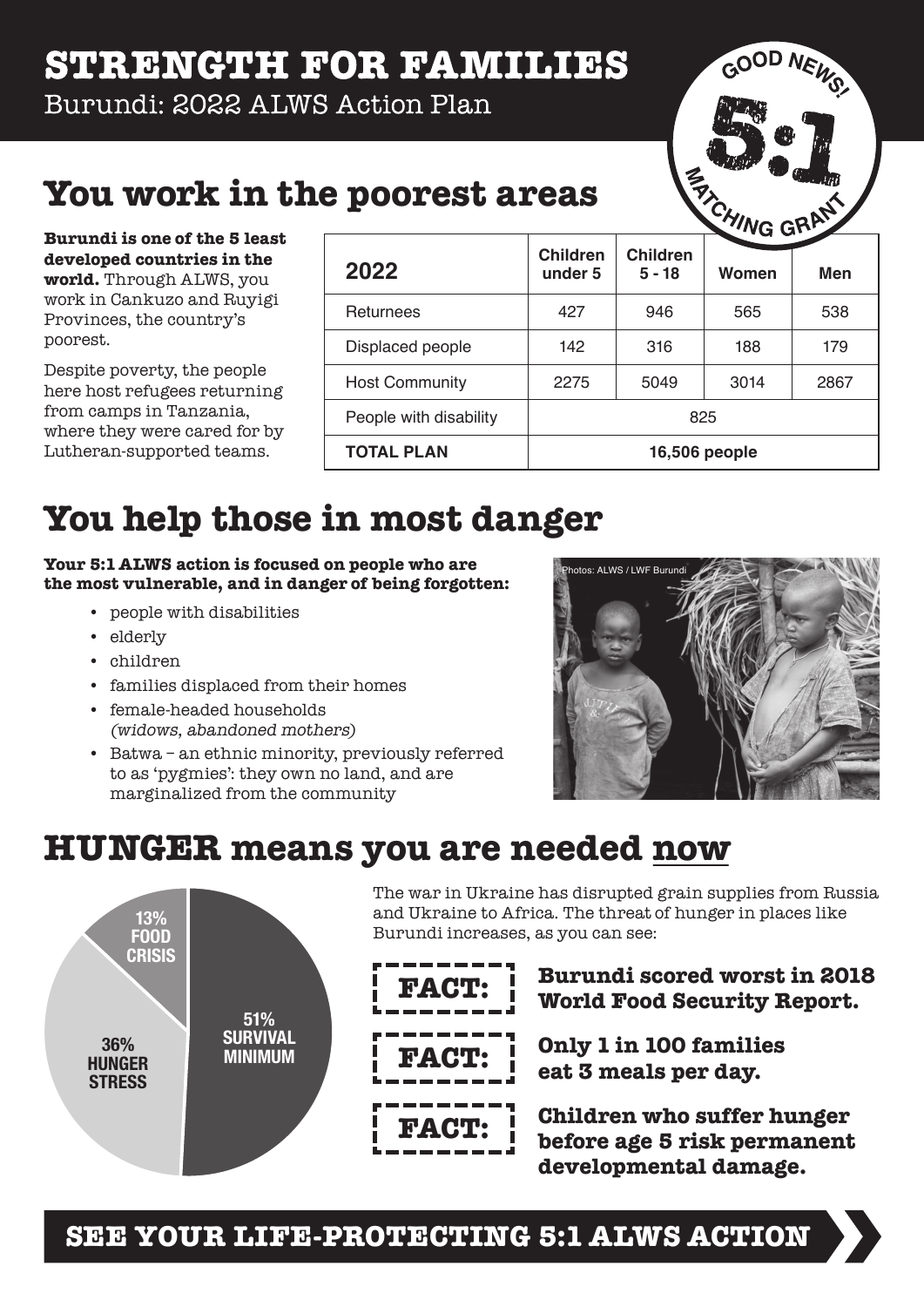# STRENGTH FOR FAMILIES

Burundi: 2022 ALWS Action Plan

GOOD NEWS! 5:1 MATCHING GRANT

## You work in the poorest areas

**Burundi is one of the 5 least developed countries in the world.** Through ALWS, you work in Cankuzo and Ruyigi Provinces, the country's poorest.

Despite poverty, the people here host refugees returning from camps in Tanzania, where they were cared for by Lutheran-supported teams.

| 2022 | Children under 5 | Children 5 - 18 | Women | Men |
|---|---|---|---|---|
| Returnees | 427 | 946 | 565 | 538 |
| Displaced people | 142 | 316 | 188 | 179 |
| Host Community | 2275 | 5049 | 3014 | 2867 |
| People with disability | 825 | | | |
| **TOTAL PLAN** | **16,506 people** | | | |

## You help those in most danger

**Your 5:1 ALWS action is focused on people who are the most vulnerable, and in danger of being forgotten:**

- people with disabilities
- elderly
- children
- families displaced from their homes
- female-headed households *(widows, abandoned mothers)*
- Batwa – an ethnic minority, previously referred to as 'pygmies': they own no land, and are marginalized from the community

Photos: ALWS / LWF Burundi

## HUNGER means you are needed now

- 13% FOOD CRISIS
- 36% HUNGER STRESS
- 51% SURVIVAL MINIMUM

The war in Ukraine has disrupted grain supplies from Russia and Ukraine to Africa. The threat of hunger in places like Burundi increases, as you can see:

**FACT:** **Burundi scored worst in 2018 World Food Security Report.**

**FACT:** **Only 1 in 100 families eat 3 meals per day.**

**FACT:** **Children who suffer hunger before age 5 risk permanent developmental damage.**

**SEE YOUR LIFE-PROTECTING 5:1 ALWS ACTION**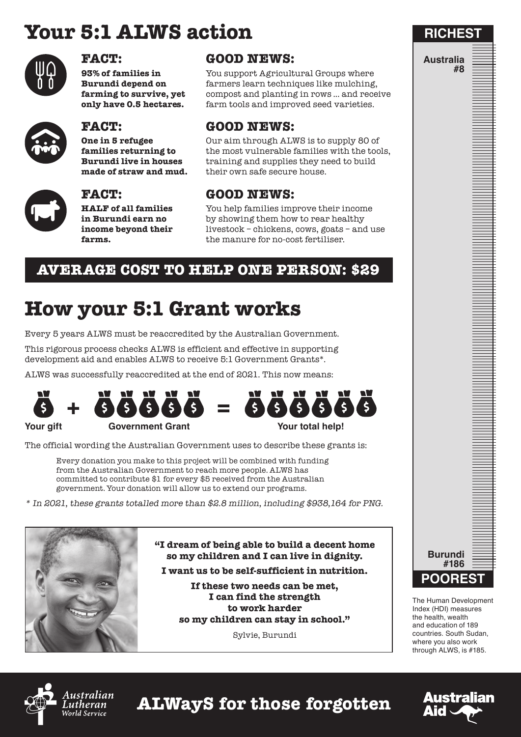# Your 5:1 ALWS action

**FACT:**

**93% of families in Burundi depend on farming to survive, yet only have 0.5 hectares.**

**GOOD NEWS:**

You support Agricultural Groups where farmers learn techniques like mulching, compost and planting in rows ... and receive farm tools and improved seed varieties.

**FACT:**

**One in 5 refugee families returning to Burundi live in houses made of straw and mud.**

**GOOD NEWS:**

Our aim through ALWS is to supply 80 of the most vulnerable families with the tools, training and supplies they need to build their own safe secure house.

**FACT:**

**HALF of all families in Burundi earn no income beyond their farms.**

**GOOD NEWS:**

You help families improve their income by showing them how to rear healthy livestock – chickens, cows, goats – and use the manure for no-cost fertiliser.

**AVERAGE COST TO HELP ONE PERSON: $29**

# How your 5:1 Grant works

Every 5 years ALWS must be reaccredited by the Australian Government.

This rigorous process checks ALWS is efficient and effective in supporting development aid and enables ALWS to receive 5:1 Government Grants*.

ALWS was successfully reaccredited at the end of 2021. This now means:

Your gift + Government Grant = Your total help!

The official wording the Australian Government uses to describe these grants is:

> Every donation you make to this project will be combined with funding from the Australian Government to reach more people. ALWS has committed to contribute $1 for every $5 received from the Australian government. Your donation will allow us to extend our programs.

*\* In 2021, these grants totalled more than $2.8 million, including $938,164 for PNG.*

**"I dream of being able to build a decent home so my children and I can live in dignity.**

**I want us to be self-sufficient in nutrition.**

**If these two needs can be met, I can find the strength to work harder so my children can stay in school."**

Sylvie, Burundi

**RICHEST**

Australia #8

Burundi #186

**POOREST**

The Human Development Index (HDI) measures the health, wealth and education of 189 countries. South Sudan, where you also work through ALWS, is #185.

Australian Lutheran World Service

**ALWayS for those forgotten**

Australian Aid